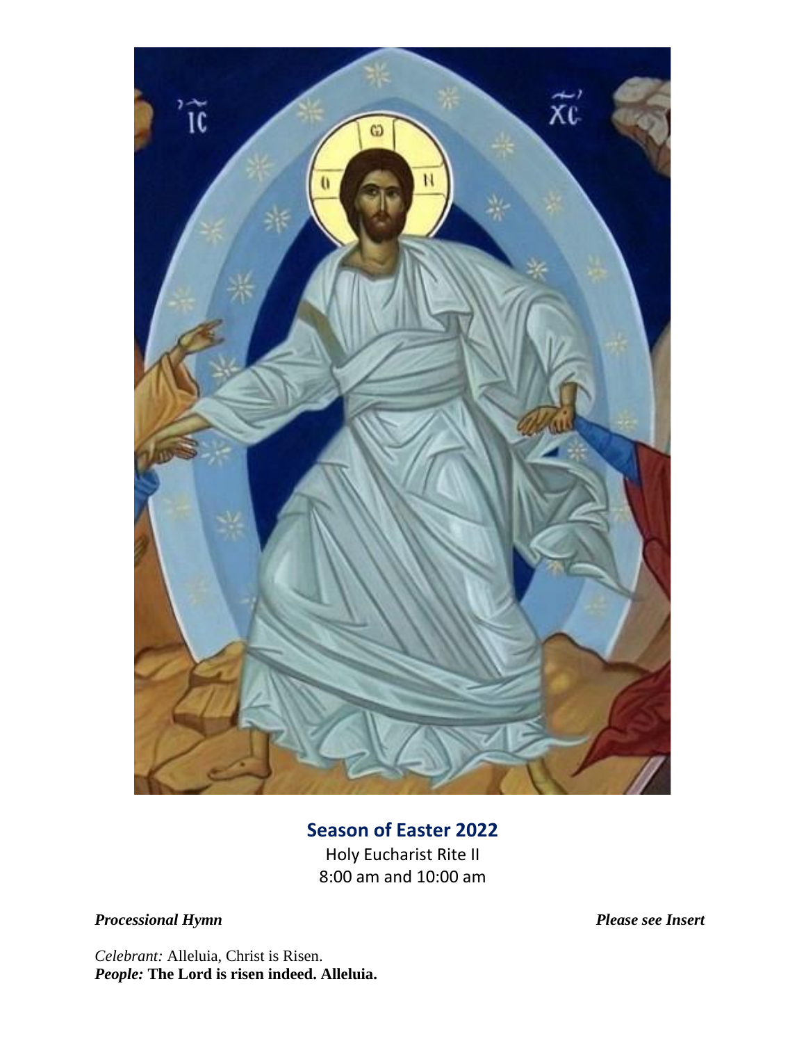## Season of Easter 2022

Holy Eucharist Rite II
8:00 am and 10:00 am

***Processional Hymn*** ***Please see Insert***

*Celebrant:* Alleluia, Christ is Risen.
***People:*** **The Lord is risen indeed. Alleluia.**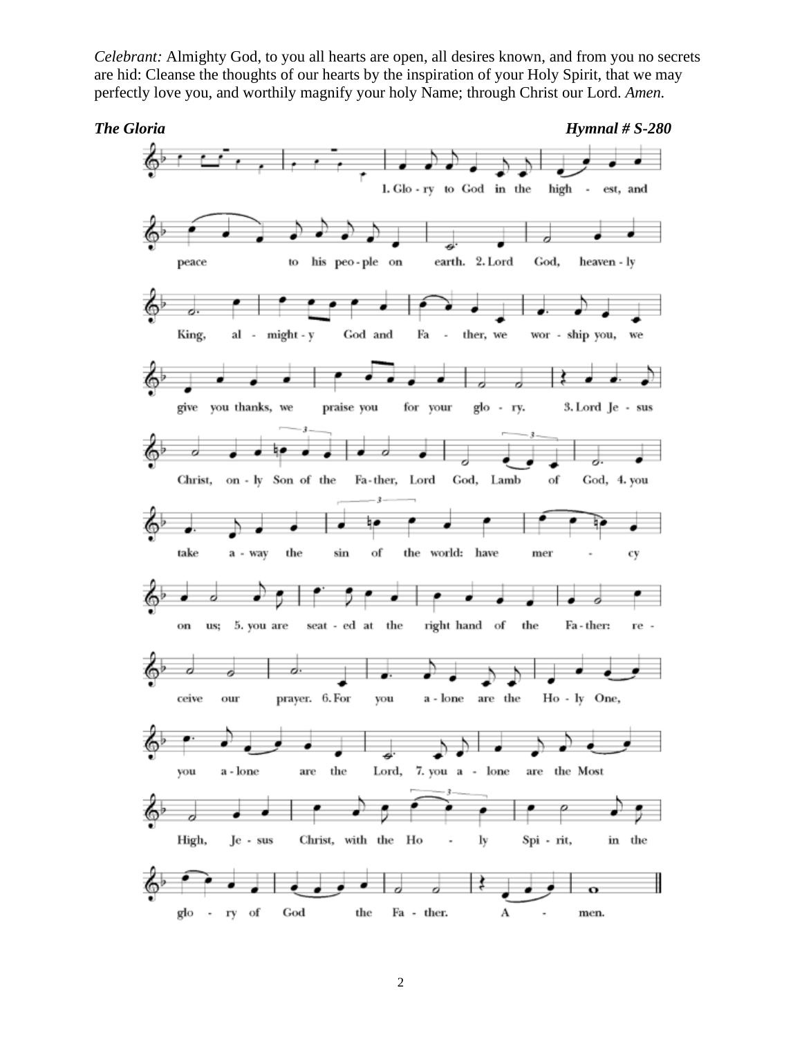*Celebrant:* Almighty God, to you all hearts are open, all desires known, and from you no secrets are hid: Cleanse the thoughts of our hearts by the inspiration of your Holy Spirit, that we may perfectly love you, and worthily magnify your holy Name; through Christ our Lord. *Amen.*

***The Gloria*** ***Hymnal # S-280***

1. Glo - ry to God in the high - est, and peace to his peo - ple on earth. 2. Lord God, heaven - ly King, al - might - y God and Fa - ther, we wor - ship you, we give you thanks, we praise you for your glo - ry. 3. Lord Je - sus Christ, on - ly Son of the Fa - ther, Lord God, Lamb of God, 4. you take a - way the sin of the world: have mer - cy on us; 5. you are seat - ed at the right hand of the Fa - ther: re - ceive our prayer. 6. For you a - lone are the Ho - ly One, you a - lone are the Lord, 7. you a - lone are the Most High, Je - sus Christ, with the Ho - ly Spi - rit, in the glo - ry of God the Fa - ther. A - men.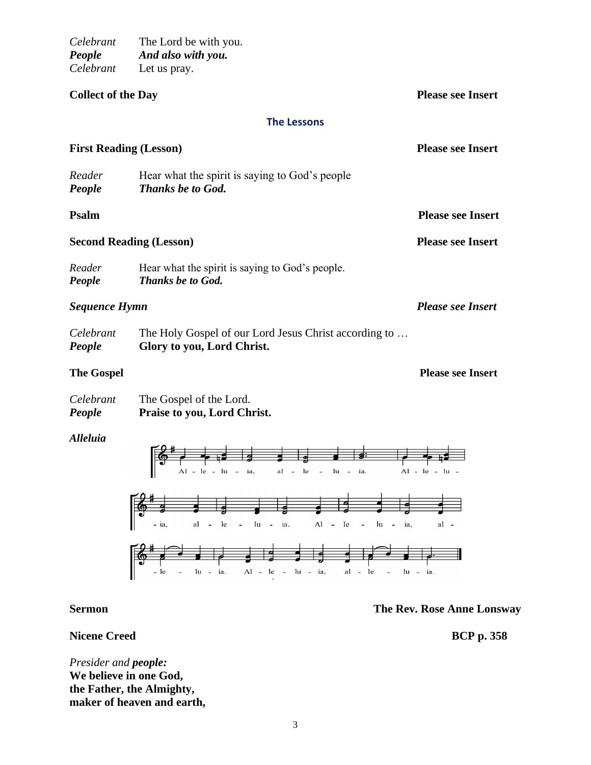*Celebrant* The Lord be with you.
***People*** ***And also with you.***
*Celebrant* Let us pray.

**Collect of the Day** **Please see Insert**

## The Lessons

**First Reading (Lesson)** **Please see Insert**

*Reader* Hear what the spirit is saying to God's people
***People*** ***Thanks be to God.***

**Psalm** **Please see Insert**

**Second Reading (Lesson)** **Please see Insert**

*Reader* Hear what the spirit is saying to God's people.
***People*** ***Thanks be to God.***

***Sequence Hymn*** ***Please see Insert***

*Celebrant* The Holy Gospel of our Lord Jesus Christ according to …
***People*** **Glory to you, Lord Christ.**

**The Gospel** **Please see Insert**

*Celebrant* The Gospel of the Lord.
***People*** **Praise to you, Lord Christ.**

***Alleluia***

Al - le - lu - ia, al - le - lu - ia. Al - le - lu - ia, al - le - lu - ia. Al - le - lu - ia, al - le - lu - ia. Al - le - lu - ia, al - le - lu - ia.

**Sermon** **The Rev. Rose Anne Lonsway**

**Nicene Creed** **BCP p. 358**

*Presider and* ***people:***
**We believe in one God,**
**the Father, the Almighty,**
**maker of heaven and earth,**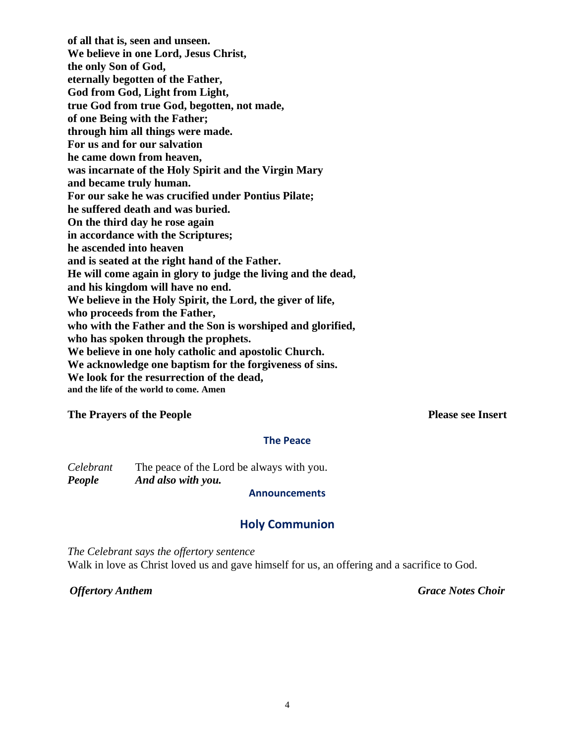**of all that is, seen and unseen.**
**We believe in one Lord, Jesus Christ,**
**the only Son of God,**
**eternally begotten of the Father,**
**God from God, Light from Light,**
**true God from true God, begotten, not made,**
**of one Being with the Father;**
**through him all things were made.**
**For us and for our salvation**
**he came down from heaven,**
**was incarnate of the Holy Spirit and the Virgin Mary**
**and became truly human.**
**For our sake he was crucified under Pontius Pilate;**
**he suffered death and was buried.**
**On the third day he rose again**
**in accordance with the Scriptures;**
**he ascended into heaven**
**and is seated at the right hand of the Father.**
**He will come again in glory to judge the living and the dead,**
**and his kingdom will have no end.**
**We believe in the Holy Spirit, the Lord, the giver of life,**
**who proceeds from the Father,**
**who with the Father and the Son is worshiped and glorified,**
**who has spoken through the prophets.**
**We believe in one holy catholic and apostolic Church.**
**We acknowledge one baptism for the forgiveness of sins.**
**We look for the resurrection of the dead,**
**and the life of the world to come. Amen**

**The Prayers of the People** **Please see Insert**

### The Peace

*Celebrant* The peace of the Lord be always with you.
***People*** ***And also with you.***

### Announcements

## Holy Communion

*The Celebrant says the offertory sentence*
Walk in love as Christ loved us and gave himself for us, an offering and a sacrifice to God.

***Offertory Anthem*** ***Grace Notes Choir***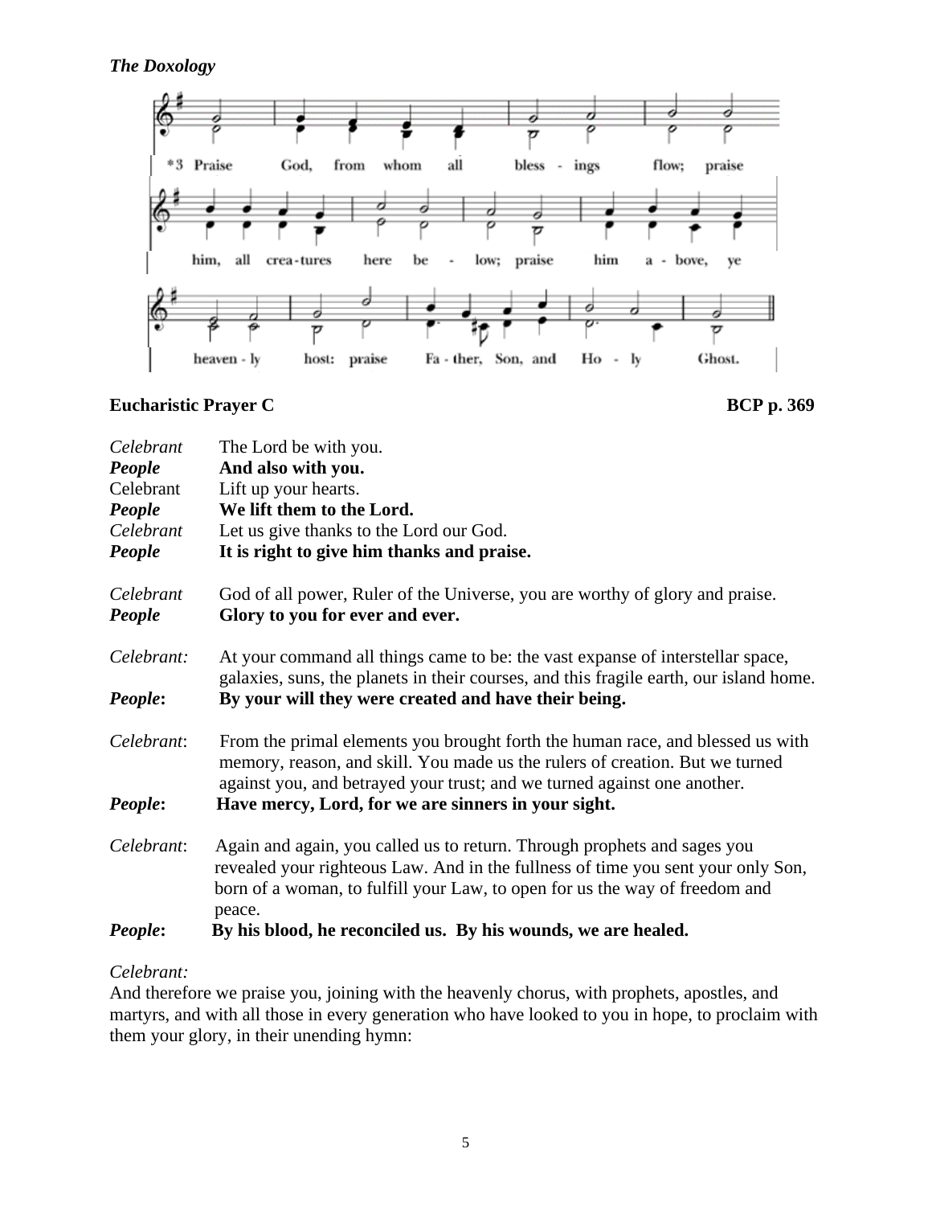*The Doxology*

*3 Praise God, from whom all blessings flow; praise him, all creatures here below; praise him above, ye heavenly host: praise Father, Son, and Holy Ghost.

**Eucharistic Prayer C** **BCP p. 369**

*Celebrant* The Lord be with you.
***People*** **And also with you.**
Celebrant Lift up your hearts.
***People*** **We lift them to the Lord.**
*Celebrant* Let us give thanks to the Lord our God.
***People*** **It is right to give him thanks and praise.**

*Celebrant* God of all power, Ruler of the Universe, you are worthy of glory and praise.
***People*** **Glory to you for ever and ever.**

*Celebrant:* At your command all things came to be: the vast expanse of interstellar space, galaxies, suns, the planets in their courses, and this fragile earth, our island home.
***People*:** **By your will they were created and have their being.**

*Celebrant*: From the primal elements you brought forth the human race, and blessed us with memory, reason, and skill. You made us the rulers of creation. But we turned against you, and betrayed your trust; and we turned against one another.
***People*:** **Have mercy, Lord, for we are sinners in your sight.**

*Celebrant*: Again and again, you called us to return. Through prophets and sages you revealed your righteous Law. And in the fullness of time you sent your only Son, born of a woman, to fulfill your Law, to open for us the way of freedom and peace.
***People*:** **By his blood, he reconciled us. By his wounds, we are healed.**

*Celebrant:*
And therefore we praise you, joining with the heavenly chorus, with prophets, apostles, and martyrs, and with all those in every generation who have looked to you in hope, to proclaim with them your glory, in their unending hymn: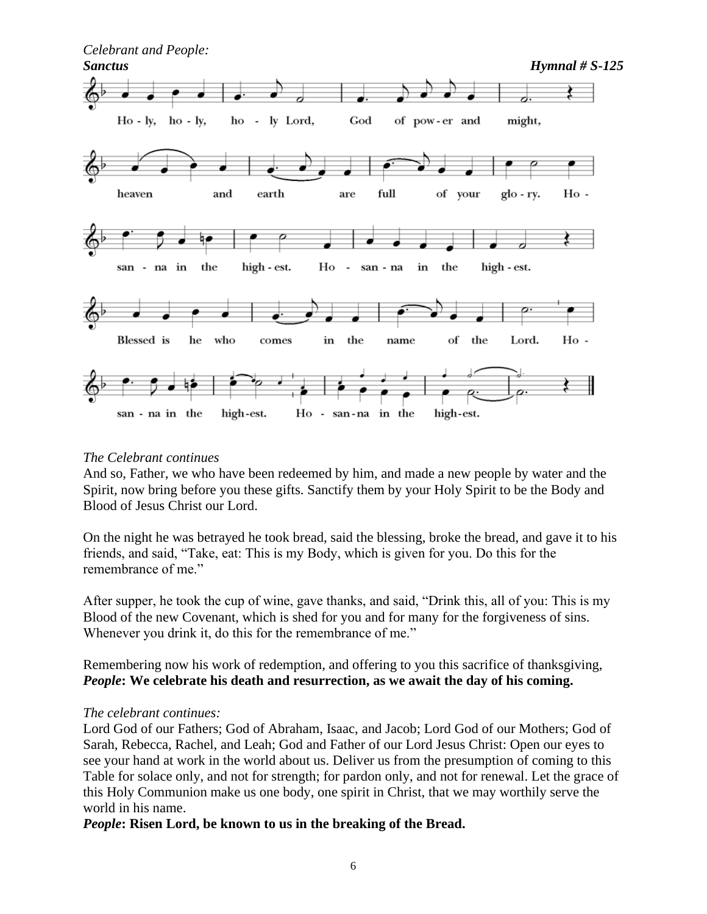*Celebrant and People:*

***Sanctus*** ***Hymnal # S-125***

Ho - ly, ho - ly, ho - ly Lord, God of pow - er and might,
heaven and earth are full of your glo - ry. Ho -
san - na in the high - est. Ho - san - na in the high - est.
Blessed is he who comes in the name of the Lord. Ho -
san - na in the high-est. Ho - san-na in the high-est.

*The Celebrant continues*

And so, Father, we who have been redeemed by him, and made a new people by water and the Spirit, now bring before you these gifts. Sanctify them by your Holy Spirit to be the Body and Blood of Jesus Christ our Lord.

On the night he was betrayed he took bread, said the blessing, broke the bread, and gave it to his friends, and said, "Take, eat: This is my Body, which is given for you. Do this for the remembrance of me."

After supper, he took the cup of wine, gave thanks, and said, "Drink this, all of you: This is my Blood of the new Covenant, which is shed for you and for many for the forgiveness of sins. Whenever you drink it, do this for the remembrance of me."

Remembering now his work of redemption, and offering to you this sacrifice of thanksgiving,
***People*****: We celebrate his death and resurrection, as we await the day of his coming.**

*The celebrant continues:*

Lord God of our Fathers; God of Abraham, Isaac, and Jacob; Lord God of our Mothers; God of Sarah, Rebecca, Rachel, and Leah; God and Father of our Lord Jesus Christ: Open our eyes to see your hand at work in the world about us. Deliver us from the presumption of coming to this Table for solace only, and not for strength; for pardon only, and not for renewal. Let the grace of this Holy Communion make us one body, one spirit in Christ, that we may worthily serve the world in his name.
***People*****: Risen Lord, be known to us in the breaking of the Bread.**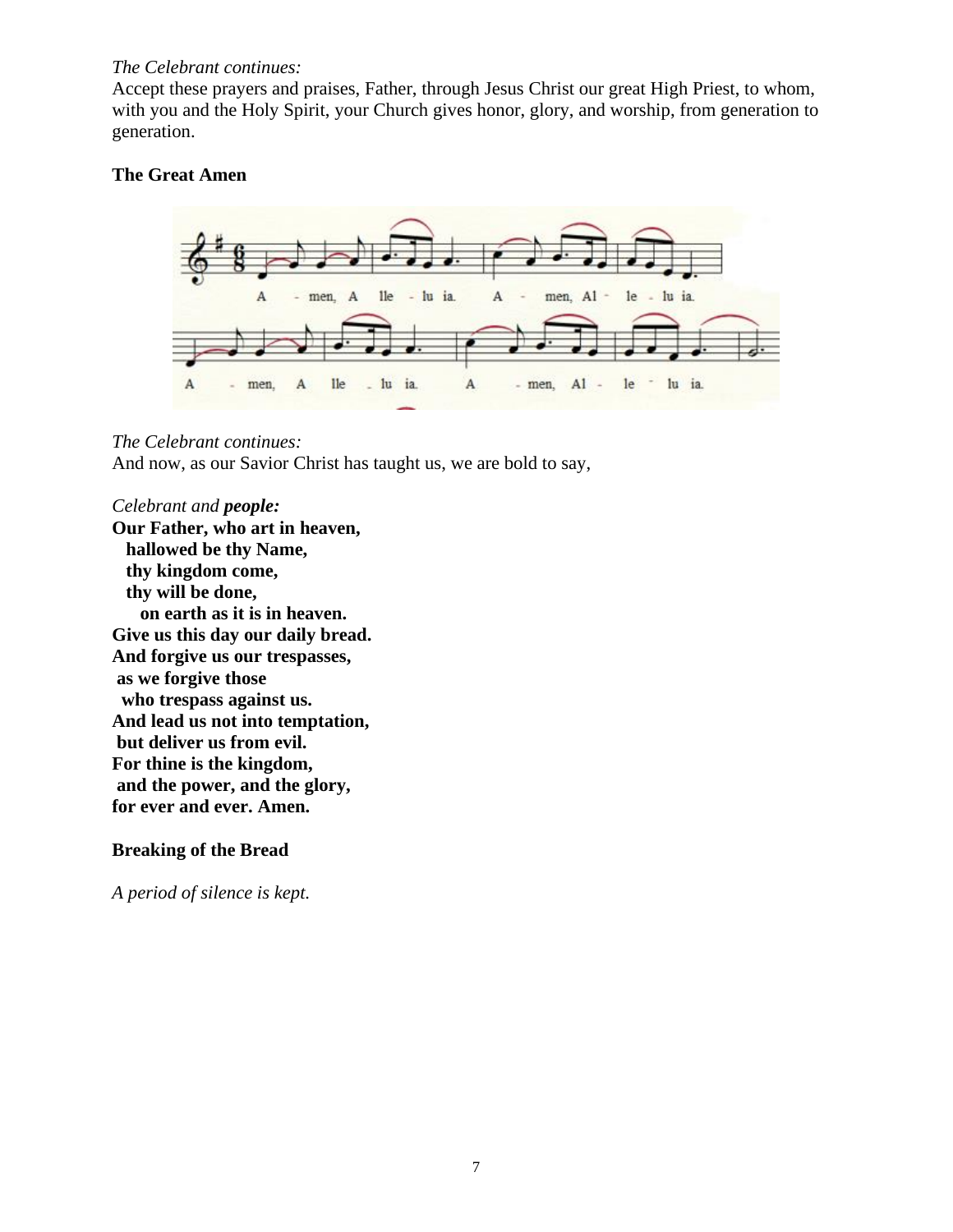*The Celebrant continues:*
Accept these prayers and praises, Father, through Jesus Christ our great High Priest, to whom, with you and the Holy Spirit, your Church gives honor, glory, and worship, from generation to generation.

**The Great Amen**

A - men, A lle - lu ia. A - men, Al - le - lu ia.

A - men, A lle - lu ia. A - men, Al - le - lu ia.

*The Celebrant continues:*
And now, as our Savior Christ has taught us, we are bold to say,

*Celebrant and* ***people:***
**Our Father, who art in heaven,**
**hallowed be thy Name,**
**thy kingdom come,**
**thy will be done,**
**on earth as it is in heaven.**
**Give us this day our daily bread.**
**And forgive us our trespasses,**
**as we forgive those**
**who trespass against us.**
**And lead us not into temptation,**
**but deliver us from evil.**
**For thine is the kingdom,**
**and the power, and the glory,**
**for ever and ever. Amen.**

**Breaking of the Bread**

*A period of silence is kept.*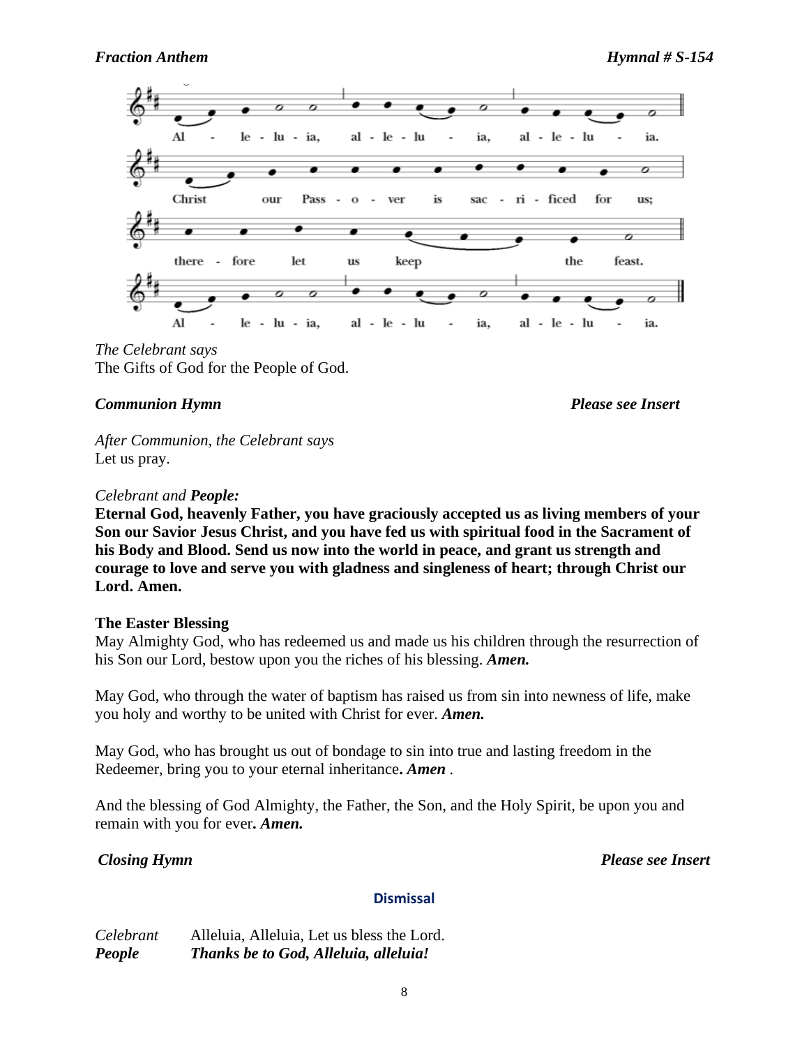***Fraction Anthem*** ***Hymnal # S-154***

Al - le - lu - ia, al - le - lu - ia, al - le - lu - ia.

Christ our Pass - o - ver is sac - ri - ficed for us;

there - fore let us keep the feast.

Al - le - lu - ia, al - le - lu - ia, al - le - lu - ia.

*The Celebrant says*
The Gifts of God for the People of God.

***Communion Hymn*** ***Please see Insert***

*After Communion, the Celebrant says*
Let us pray.

*Celebrant and* ***People:***
**Eternal God, heavenly Father, you have graciously accepted us as living members of your Son our Savior Jesus Christ, and you have fed us with spiritual food in the Sacrament of his Body and Blood. Send us now into the world in peace, and grant us strength and courage to love and serve you with gladness and singleness of heart; through Christ our Lord. Amen.**

**The Easter Blessing**
May Almighty God, who has redeemed us and made us his children through the resurrection of his Son our Lord, bestow upon you the riches of his blessing. ***Amen.***

May God, who through the water of baptism has raised us from sin into newness of life, make you holy and worthy to be united with Christ for ever. ***Amen.***

May God, who has brought us out of bondage to sin into true and lasting freedom in the Redeemer, bring you to your eternal inheritance**. *Amen*** .

And the blessing of God Almighty, the Father, the Son, and the Holy Spirit, be upon you and remain with you for ever***. Amen.***

***Closing Hymn*** ***Please see Insert***

**Dismissal**

*Celebrant* Alleluia, Alleluia, Let us bless the Lord.
***People*** ***Thanks be to God, Alleluia, alleluia!***